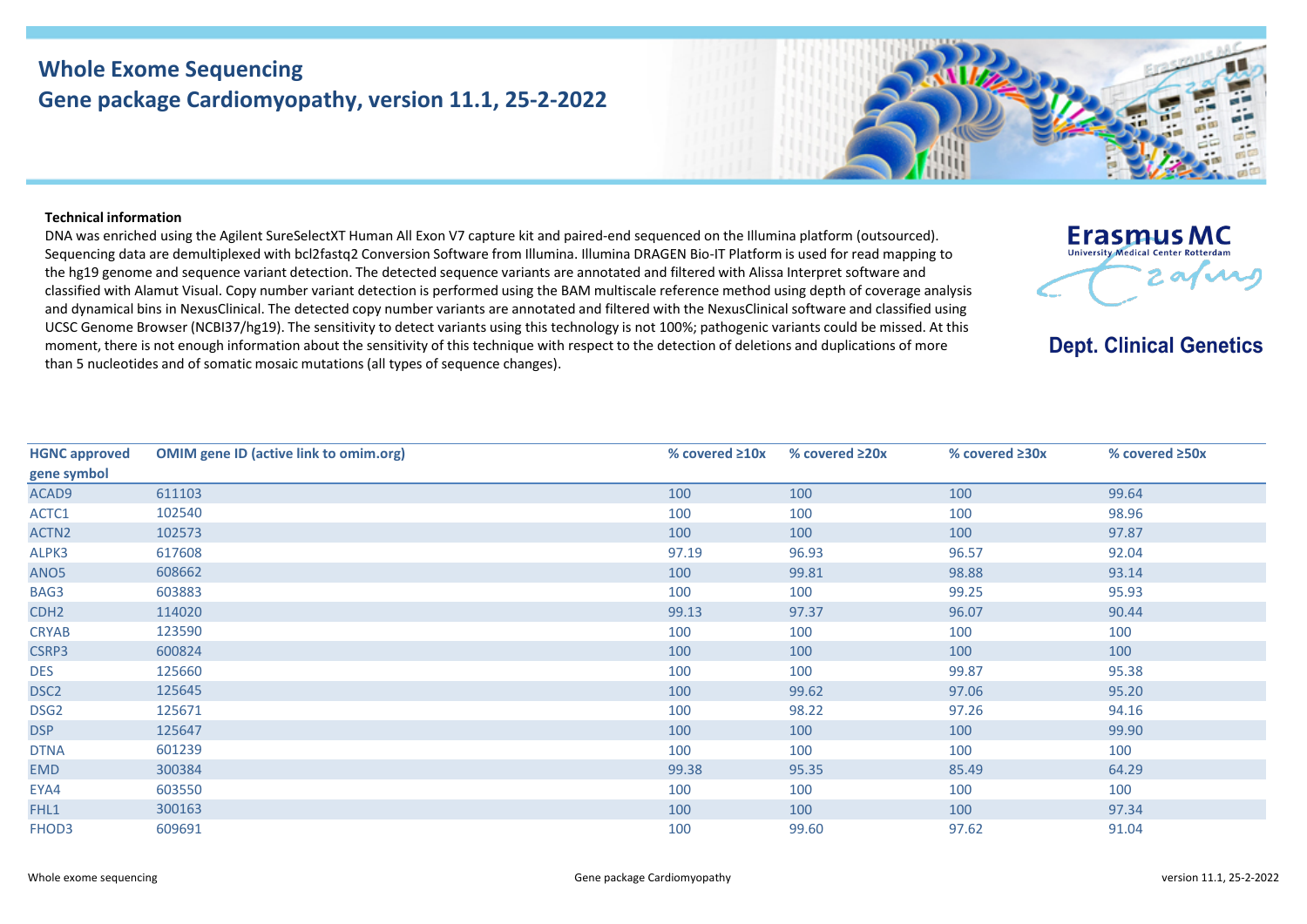# Whole Exome Sequencing
## Gene package Cardiomyopathy, version 11.1, 25-2-2022

**Technical information**

DNA was enriched using the Agilent SureSelectXT Human All Exon V7 capture kit and paired-end sequenced on the Illumina platform (outsourced). Sequencing data are demultiplexed with bcl2fastq2 Conversion Software from Illumina. Illumina DRAGEN Bio-IT Platform is used for read mapping to the hg19 genome and sequence variant detection. The detected sequence variants are annotated and filtered with Alissa Interpret software and classified with Alamut Visual. Copy number variant detection is performed using the BAM multiscale reference method using depth of coverage analysis and dynamical bins in NexusClinical. The detected copy number variants are annotated and filtered with the NexusClinical software and classified using UCSC Genome Browser (NCBI37/hg19). The sensitivity to detect variants using this technology is not 100%; pathogenic variants could be missed. At this moment, there is not enough information about the sensitivity of this technique with respect to the detection of deletions and duplications of more than 5 nucleotides and of somatic mosaic mutations (all types of sequence changes).

Erasmus MC University Medical Center Rotterdam

Dept. Clinical Genetics

| HGNC approved gene symbol | OMIM gene ID (active link to omim.org) | % covered ≥10x | % covered ≥20x | % covered ≥30x | % covered ≥50x |
|---|---|---|---|---|---|
| ACAD9 | 611103 | 100 | 100 | 100 | 99.64 |
| ACTC1 | 102540 | 100 | 100 | 100 | 98.96 |
| ACTN2 | 102573 | 100 | 100 | 100 | 97.87 |
| ALPK3 | 617608 | 97.19 | 96.93 | 96.57 | 92.04 |
| ANO5 | 608662 | 100 | 99.81 | 98.88 | 93.14 |
| BAG3 | 603883 | 100 | 100 | 99.25 | 95.93 |
| CDH2 | 114020 | 99.13 | 97.37 | 96.07 | 90.44 |
| CRYAB | 123590 | 100 | 100 | 100 | 100 |
| CSRP3 | 600824 | 100 | 100 | 100 | 100 |
| DES | 125660 | 100 | 100 | 99.87 | 95.38 |
| DSC2 | 125645 | 100 | 99.62 | 97.06 | 95.20 |
| DSG2 | 125671 | 100 | 98.22 | 97.26 | 94.16 |
| DSP | 125647 | 100 | 100 | 100 | 99.90 |
| DTNA | 601239 | 100 | 100 | 100 | 100 |
| EMD | 300384 | 99.38 | 95.35 | 85.49 | 64.29 |
| EYA4 | 603550 | 100 | 100 | 100 | 100 |
| FHL1 | 300163 | 100 | 100 | 100 | 97.34 |
| FHOD3 | 609691 | 100 | 99.60 | 97.62 | 91.04 |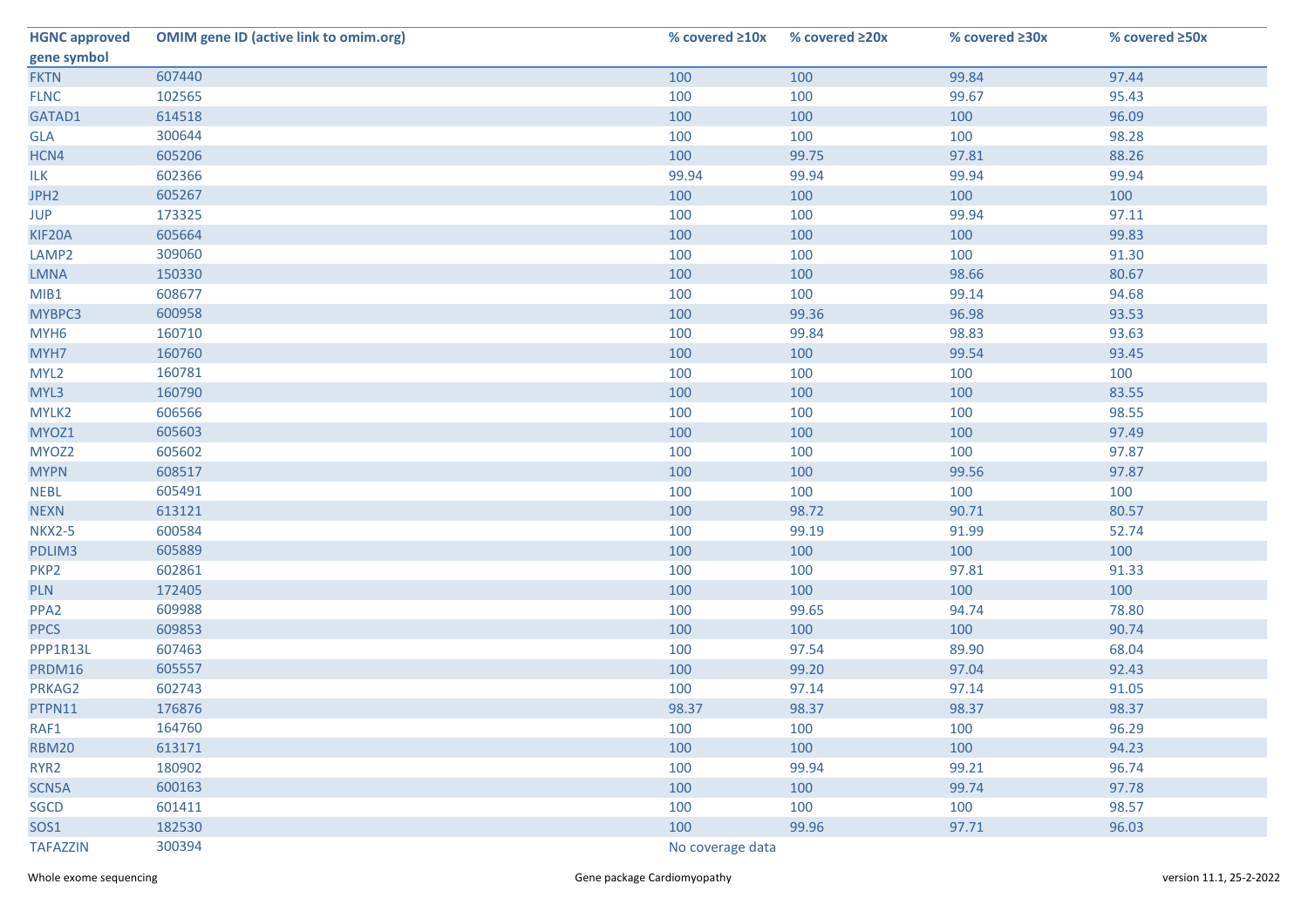| HGNC approved gene symbol | OMIM gene ID (active link to omim.org) | % covered ≥10x | % covered ≥20x | % covered ≥30x | % covered ≥50x |
|---|---|---|---|---|---|
| FKTN | 607440 | 100 | 100 | 99.84 | 97.44 |
| FLNC | 102565 | 100 | 100 | 99.67 | 95.43 |
| GATAD1 | 614518 | 100 | 100 | 100 | 96.09 |
| GLA | 300644 | 100 | 100 | 100 | 98.28 |
| HCN4 | 605206 | 100 | 99.75 | 97.81 | 88.26 |
| ILK | 602366 | 99.94 | 99.94 | 99.94 | 99.94 |
| JPH2 | 605267 | 100 | 100 | 100 | 100 |
| JUP | 173325 | 100 | 100 | 99.94 | 97.11 |
| KIF20A | 605664 | 100 | 100 | 100 | 99.83 |
| LAMP2 | 309060 | 100 | 100 | 100 | 91.30 |
| LMNA | 150330 | 100 | 100 | 98.66 | 80.67 |
| MIB1 | 608677 | 100 | 100 | 99.14 | 94.68 |
| MYBPC3 | 600958 | 100 | 99.36 | 96.98 | 93.53 |
| MYH6 | 160710 | 100 | 99.84 | 98.83 | 93.63 |
| MYH7 | 160760 | 100 | 100 | 99.54 | 93.45 |
| MYL2 | 160781 | 100 | 100 | 100 | 100 |
| MYL3 | 160790 | 100 | 100 | 100 | 83.55 |
| MYLK2 | 606566 | 100 | 100 | 100 | 98.55 |
| MYOZ1 | 605603 | 100 | 100 | 100 | 97.49 |
| MYOZ2 | 605602 | 100 | 100 | 100 | 97.87 |
| MYPN | 608517 | 100 | 100 | 99.56 | 97.87 |
| NEBL | 605491 | 100 | 100 | 100 | 100 |
| NEXN | 613121 | 100 | 98.72 | 90.71 | 80.57 |
| NKX2-5 | 600584 | 100 | 99.19 | 91.99 | 52.74 |
| PDLIM3 | 605889 | 100 | 100 | 100 | 100 |
| PKP2 | 602861 | 100 | 100 | 97.81 | 91.33 |
| PLN | 172405 | 100 | 100 | 100 | 100 |
| PPA2 | 609988 | 100 | 99.65 | 94.74 | 78.80 |
| PPCS | 609853 | 100 | 100 | 100 | 90.74 |
| PPP1R13L | 607463 | 100 | 97.54 | 89.90 | 68.04 |
| PRDM16 | 605557 | 100 | 99.20 | 97.04 | 92.43 |
| PRKAG2 | 602743 | 100 | 97.14 | 97.14 | 91.05 |
| PTPN11 | 176876 | 98.37 | 98.37 | 98.37 | 98.37 |
| RAF1 | 164760 | 100 | 100 | 100 | 96.29 |
| RBM20 | 613171 | 100 | 100 | 100 | 94.23 |
| RYR2 | 180902 | 100 | 99.94 | 99.21 | 96.74 |
| SCN5A | 600163 | 100 | 100 | 99.74 | 97.78 |
| SGCD | 601411 | 100 | 100 | 100 | 98.57 |
| SOS1 | 182530 | 100 | 99.96 | 97.71 | 96.03 |
| TAFAZZIN | 300394 | No coverage data | | | |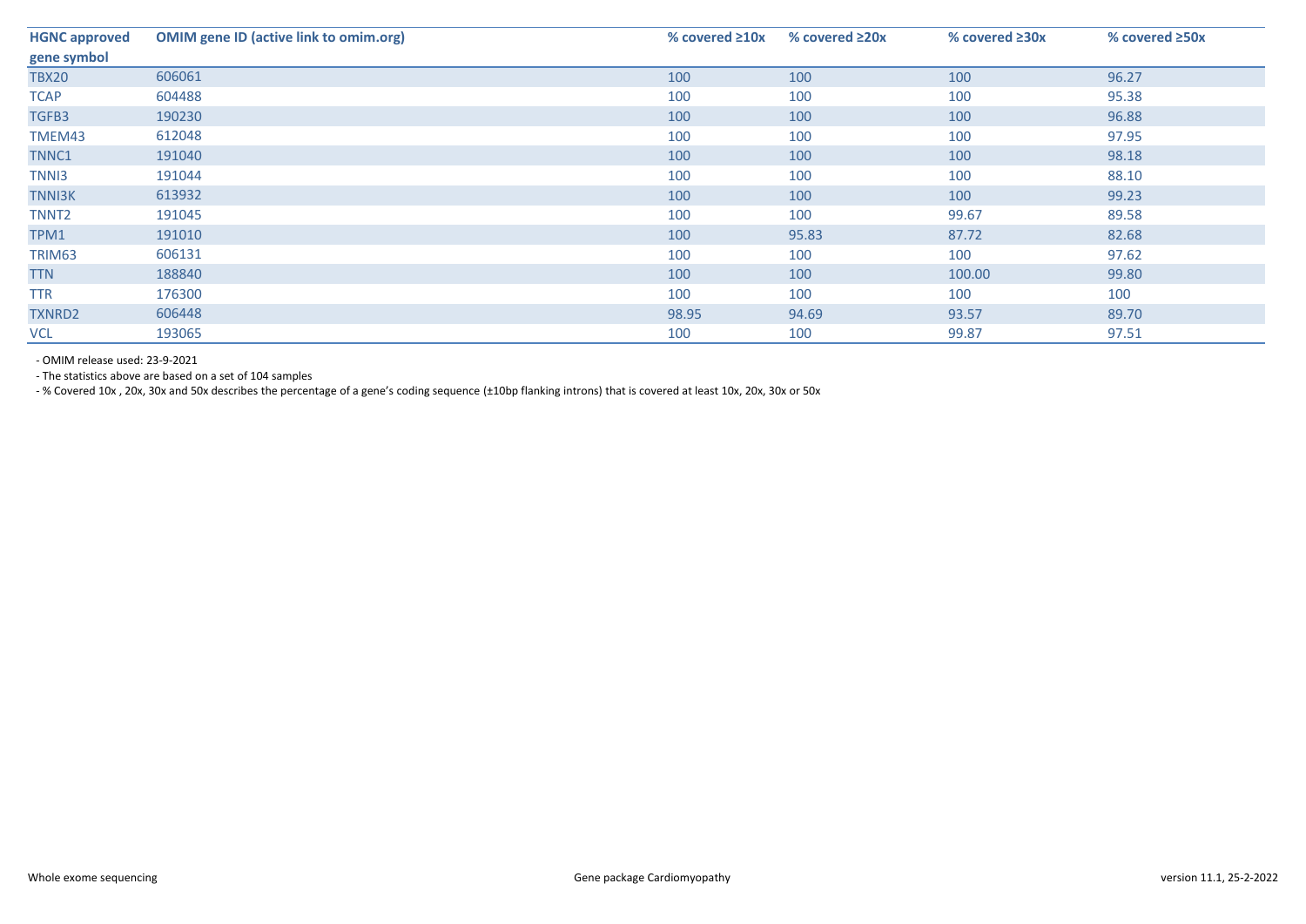| HGNC approved gene symbol | OMIM gene ID (active link to omim.org) | % covered ≥10x | % covered ≥20x | % covered ≥30x | % covered ≥50x |
|---|---|---|---|---|---|
| TBX20 | 606061 | 100 | 100 | 100 | 96.27 |
| TCAP | 604488 | 100 | 100 | 100 | 95.38 |
| TGFB3 | 190230 | 100 | 100 | 100 | 96.88 |
| TMEM43 | 612048 | 100 | 100 | 100 | 97.95 |
| TNNC1 | 191040 | 100 | 100 | 100 | 98.18 |
| TNNI3 | 191044 | 100 | 100 | 100 | 88.10 |
| TNNI3K | 613932 | 100 | 100 | 100 | 99.23 |
| TNNT2 | 191045 | 100 | 100 | 99.67 | 89.58 |
| TPM1 | 191010 | 100 | 95.83 | 87.72 | 82.68 |
| TRIM63 | 606131 | 100 | 100 | 100 | 97.62 |
| TTN | 188840 | 100 | 100 | 100.00 | 99.80 |
| TTR | 176300 | 100 | 100 | 100 | 100 |
| TXNRD2 | 606448 | 98.95 | 94.69 | 93.57 | 89.70 |
| VCL | 193065 | 100 | 100 | 99.87 | 97.51 |

- OMIM release used: 23-9-2021
- The statistics above are based on a set of 104 samples
- % Covered 10x , 20x, 30x and 50x describes the percentage of a gene's coding sequence (±10bp flanking introns) that is covered at least 10x, 20x, 30x or 50x